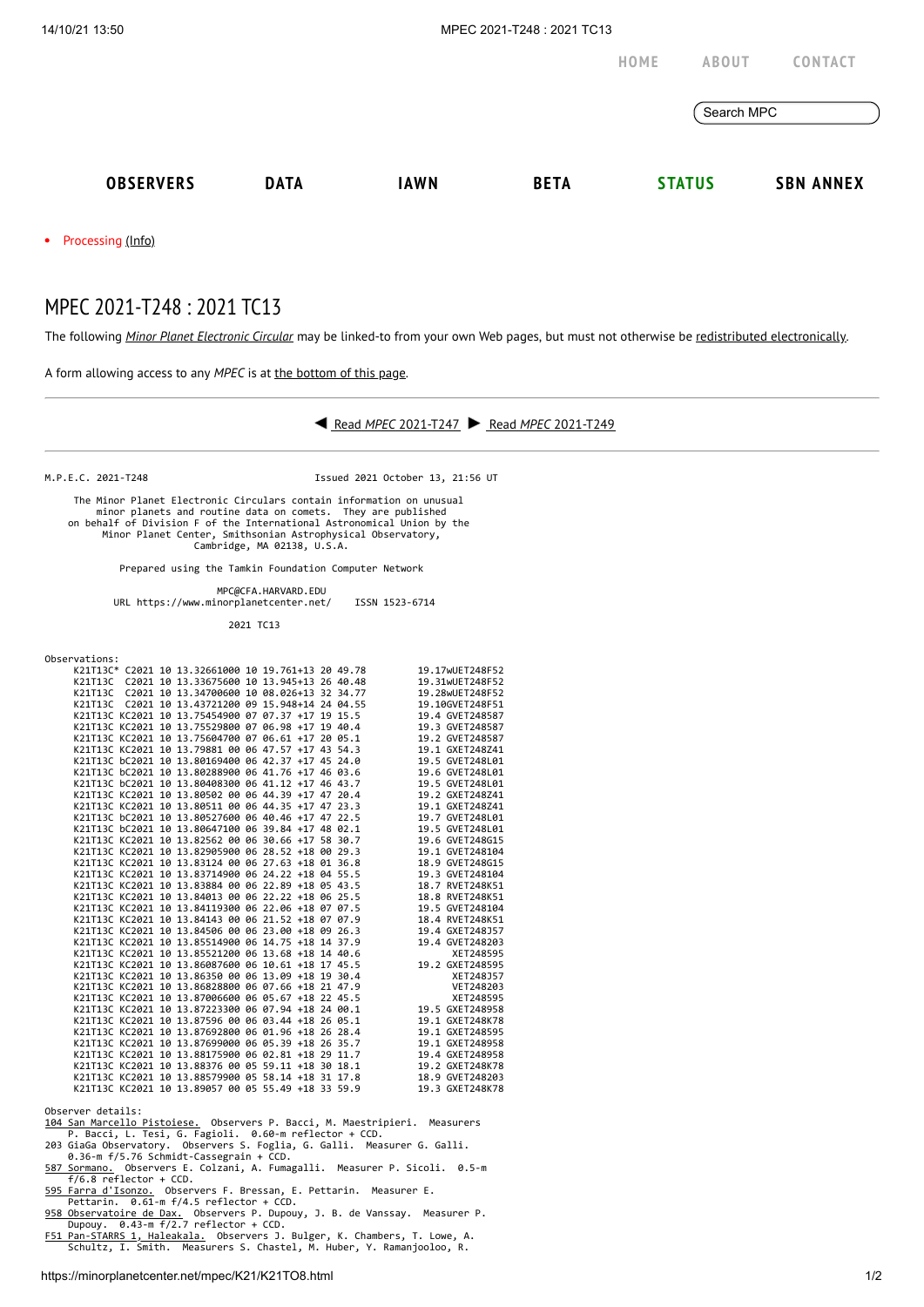HOME ABOUT CONTACT

Search MPC

OBSERVERS DATA IAWN BETA STATUS SBN ANNEX

- Processing (Info)

# MPEC 2021-T248 : 2021 TC13

The following *Minor Planet Electronic Circular* may be linked-to from your own Web pages, but must not otherwise be redistributed electronically.

A form allowing access to any *MPEC* is at the bottom of this page.

◀ Read *MPEC* 2021-T247 ▶ Read *MPEC* 2021-T249

```
M.P.E.C. 2021-T248                              Issued 2021 October 13, 21:56 UT

     The Minor Planet Electronic Circulars contain information on unusual
         minor planets and routine data on comets.  They are published
    on behalf of Division F of the International Astronomical Union by the
          Minor Planet Center, Smithsonian Astrophysical Observatory,
                          Cambridge, MA 02138, U.S.A.

                Prepared using the Tamkin Foundation Computer Network

                              MPC@CFA.HARVARD.EDU
           URL https://www.minorplanetcenter.net/    ISSN 1523-6714

                                   2021 TC13

Observations:
     K21T13C* C2021 10 13.32661000 10 19.761+13 20 49.78          19.17wUET248F52
     K21T13C  C2021 10 13.33675600 10 13.945+13 26 40.48          19.31wUET248F52
     K21T13C  C2021 10 13.34700600 10 08.026+13 32 34.77          19.28wUET248F52
     K21T13C  C2021 10 13.43721200 09 15.948+14 24 04.55          19.10GVET248F51
     K21T13C KC2021 10 13.75454900 07 07.37 +17 19 15.5           19.4 GVET248587
     K21T13C KC2021 10 13.75529800 07 06.98 +17 19 40.4           19.3 GVET248587
     K21T13C KC2021 10 13.75604700 07 06.61 +17 20 05.1           19.2 GVET248587
     K21T13C KC2021 10 13.79881 00 06 47.57 +17 43 54.3           19.1 GXET248Z41
     K21T13C bC2021 10 13.80169400 06 42.37 +17 45 24.0           19.5 GVET248L01
     K21T13C bC2021 10 13.80288900 06 41.76 +17 46 03.6           19.6 GVET248L01
     K21T13C bC2021 10 13.80408300 06 41.12 +17 46 43.7           19.5 GVET248L01
     K21T13C KC2021 10 13.80502 00 06 44.39 +17 47 20.4           19.2 GXET248Z41
     K21T13C KC2021 10 13.80511 00 06 44.35 +17 47 23.3           19.1 GXET248Z41
     K21T13C bC2021 10 13.80527600 06 40.46 +17 47 22.5           19.7 GVET248L01
     K21T13C bC2021 10 13.80647100 06 39.84 +17 48 02.1           19.5 GVET248L01
     K21T13C KC2021 10 13.82562 00 06 30.66 +17 58 30.7           19.6 GVET248G15
     K21T13C KC2021 10 13.82905900 06 28.52 +18 00 29.3           19.1 GVET248104
     K21T13C KC2021 10 13.83124 00 06 27.63 +18 01 36.8           18.9 GVET248G15
     K21T13C KC2021 10 13.83714900 06 24.22 +18 04 55.5           19.3 GVET248104
     K21T13C KC2021 10 13.83884 00 06 22.89 +18 05 43.5           18.7 RVET248K51
     K21T13C KC2021 10 13.84013 00 06 22.22 +18 06 25.5           18.8 RVET248K51
     K21T13C KC2021 10 13.84119300 06 22.06 +18 07 07.5           19.5 GVET248104
     K21T13C KC2021 10 13.84143 00 06 21.52 +18 07 07.9           18.4 RVET248K51
     K21T13C KC2021 10 13.84506 00 06 23.00 +18 09 26.3           19.4 GXET248J57
     K21T13C KC2021 10 13.85514900 06 14.75 +18 14 37.9           19.4 GVET248203
     K21T13C KC2021 10 13.85521200 06 13.68 +18 14 40.6                XET248595
     K21T13C KC2021 10 13.86087600 06 10.61 +18 17 45.5           19.2 GXET248595
     K21T13C KC2021 10 13.86350 00 06 13.09 +18 19 30.4                XET248J57
     K21T13C KC2021 10 13.86828800 06 07.66 +18 21 47.9                VET248203
     K21T13C KC2021 10 13.87006600 06 05.67 +18 22 45.5                XET248595
     K21T13C KC2021 10 13.87223300 06 07.94 +18 24 00.1           19.5 GXET248958
     K21T13C KC2021 10 13.87596 00 06 03.44 +18 26 05.1           19.1 GXET248K78
     K21T13C KC2021 10 13.87692800 06 01.96 +18 26 28.4           19.1 GXET248595
     K21T13C KC2021 10 13.87699000 06 05.39 +18 26 35.7           19.1 GXET248958
     K21T13C KC2021 10 13.88175900 06 02.81 +18 29 11.7           19.4 GXET248958
     K21T13C KC2021 10 13.88376 00 05 59.11 +18 30 18.1           19.2 GXET248K78
     K21T13C KC2021 10 13.88579900 05 58.14 +18 31 17.8           18.9 GVET248203
     K21T13C KC2021 10 13.89057 00 05 55.49 +18 33 59.9           19.3 GXET248K78

Observer details:
104 San Marcello Pistoiese.  Observers P. Bacci, M. Maestripieri.  Measurers
    P. Bacci, L. Tesi, G. Fagioli.  0.60-m reflector + CCD.
203 GiaGa Observatory.  Observers S. Foglia, G. Galli.  Measurer G. Galli.
    0.36-m f/5.76 Schmidt-Cassegrain + CCD.
587 Sormano.  Observers E. Colzani, A. Fumagalli.  Measurer P. Sicoli.  0.5-m
    f/6.8 reflector + CCD.
595 Farra d'Isonzo.  Observers F. Bressan, E. Pettarin.  Measurer E.
    Pettarin.  0.61-m f/4.5 reflector + CCD.
958 Observatoire de Dax.  Observers P. Dupouy, J. B. de Vanssay.  Measurer P.
    Dupouy.  0.43-m f/2.7 reflector + CCD.
F51 Pan-STARRS 1, Haleakala.  Observers J. Bulger, K. Chambers, T. Lowe, A.
    Schultz, I. Smith.  Measurers S. Chastel, M. Huber, Y. Ramanjooloo, R.
```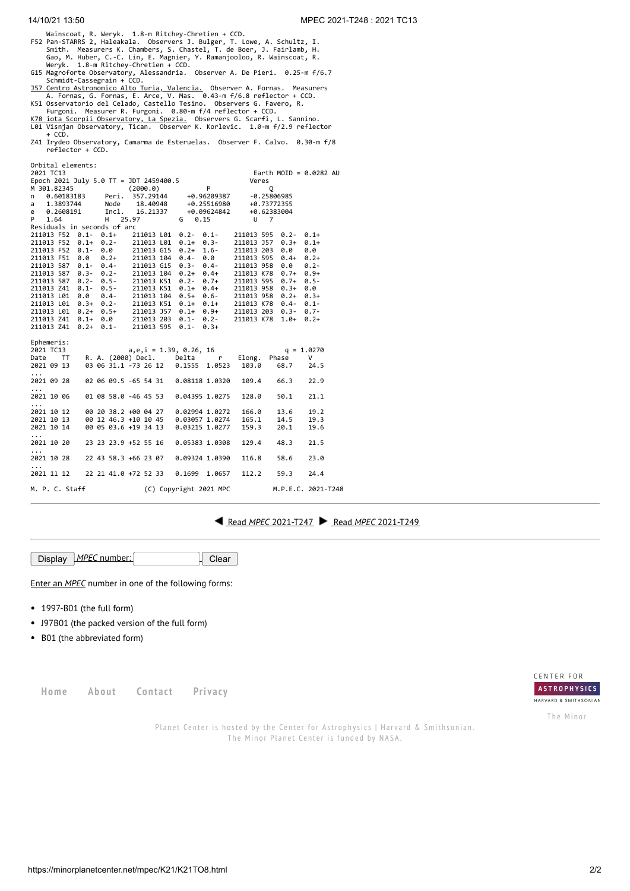Wainscoat, R. Weryk. 1.8-m Ritchey-Chretien + CCD.
F52 Pan-STARRS 2, Haleakala. Observers J. Bulger, T. Lowe, A. Schultz, I. Smith. Measurers K. Chambers, S. Chastel, T. de Boer, J. Fairlamb, H. Gao, M. Huber, C.-C. Lin, E. Magnier, Y. Ramanjooloo, R. Wainscoat, R. Weryk. 1.8-m Ritchey-Chretien + CCD.
G15 Magroforte Observatory, Alessandria. Observer A. De Pieri. 0.25-m f/6.7 Schmidt-Cassegrain + CCD.
J57 Centro Astronomico Alto Turia, Valencia. Observer A. Fornas. Measurers A. Fornas, G. Fornas, E. Arce, V. Mas. 0.43-m f/6.8 reflector + CCD.
K51 Osservatorio del Celado, Castello Tesino. Observers G. Favero, R. Furgoni. Measurer R. Furgoni. 0.80-m f/4 reflector + CCD.
K78 iota Scorpii Observatory, La Spezia. Observers G. Scarfi, L. Sannino.
L01 Visnjan Observatory, Tican. Observer K. Korlevic. 1.0-m f/2.9 reflector + CCD.
Z41 Irydeo Observatory, Camarma de Esteruelas. Observer F. Calvo. 0.30-m f/8 reflector + CCD.

```
Orbital elements:
2021 TC13                                                   Earth MOID = 0.0282 AU
Epoch 2021 July 5.0 TT = JDT 2459400.5                  Veres
M 301.82345              (2000.0)            P               Q
n   0.60183183     Peri.  357.29144     +0.96209387     -0.25806985
a   1.3893744      Node    18.40948     +0.25516980     +0.73772355
e   0.2608191      Incl.   16.21337     +0.09624842     +0.62383004
P   1.64           H  25.97           G   0.15           U   7
Residuals in seconds of arc
211013 F52  0.1-  0.1+    211013 L01  0.2-  0.1-    211013 595  0.2-  0.1+
211013 F52  0.1+  0.2-    211013 L01  0.1+  0.3-    211013 J57  0.3+  0.1+
211013 F52  0.1-  0.0     211013 G15  0.2+  1.6-    211013 203  0.0   0.0
211013 F51  0.0   0.2+    211013 104  0.4-  0.0     211013 595  0.4+  0.2+
211013 587  0.1-  0.4-    211013 G15  0.3-  0.4-    211013 958  0.0   0.2-
211013 587  0.3-  0.2-    211013 104  0.2+  0.4+    211013 K78  0.7+  0.9+
211013 587  0.2-  0.5-    211013 K51  0.2-  0.7+    211013 595  0.7+  0.5-
211013 Z41  0.1-  0.5-    211013 K51  0.1+  0.4+    211013 958  0.3+  0.0
211013 L01  0.0   0.4-    211013 104  0.5+  0.6-    211013 958  0.2+  0.3+
211013 L01  0.3+  0.2-    211013 K51  0.1+  0.1+    211013 K78  0.4-  0.1-
211013 L01  0.2+  0.5+    211013 J57  0.1+  0.9+    211013 203  0.3-  0.7-
211013 Z41  0.1+  0.0     211013 203  0.1-  0.2-    211013 K78  1.0+  0.2+
211013 Z41  0.2+  0.1-    211013 595  0.1-  0.3+

Ephemeris:
2021 TC13                  a,e,i = 1.39, 0.26, 16                   q = 1.0270
Date     TT      R. A. (2000) Decl.     Delta       r     Elong.  Phase     V
2021 09 13       03 06 31.1 -73 26 12   0.1555  1.0523   103.0    68.7    24.5
...
2021 09 28       02 06 09.5 -65 54 31   0.08118 1.0320   109.4    66.3    22.9
...
2021 10 06       01 08 58.0 -46 45 53   0.04395 1.0275   128.0    50.1    21.1
...
2021 10 12       00 20 38.2 +00 04 27   0.02994 1.0272   166.0    13.6    19.2
2021 10 13       00 12 46.3 +10 10 45   0.03057 1.0274   165.1    14.5    19.3
2021 10 14       00 05 03.6 +19 34 13   0.03215 1.0277   159.3    20.1    19.6
...
2021 10 20       23 23 23.9 +52 55 16   0.05383 1.0308   129.4    48.3    21.5
...
2021 10 28       22 43 58.3 +66 23 07   0.09324 1.0390   116.8    58.6    23.0
...
2021 11 12       22 21 41.0 +72 52 33   0.1699  1.0657   112.2    59.3    24.4
```

M. P. C. Staff (C) Copyright 2021 MPC M.P.E.C. 2021-T248

---

Read *MPEC* 2021-T247 Read *MPEC* 2021-T249

---

Display *MPEC* number: Clear

Enter an *MPEC* number in one of the following forms:

- 1997-B01 (the full form)
- J97B01 (the packed version of the full form)
- B01 (the abbreviated form)

Home About Contact Privacy

CENTER FOR ASTROPHYSICS HARVARD & SMITHSONIAN

The Minor Planet Center is hosted by the Center for Astrophysics | Harvard & Smithsonian.
The Minor Planet Center is funded by NASA.